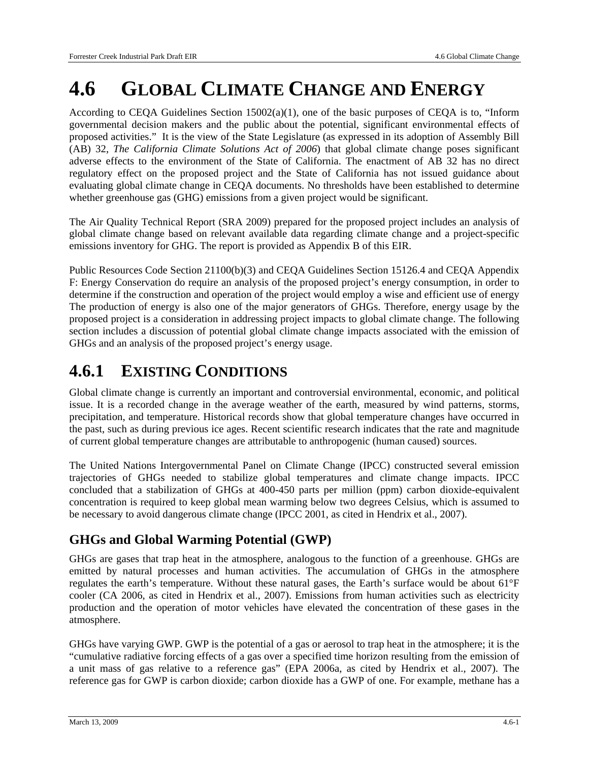# 4.6 GLOBAL CLIMATE CHANGE AND ENERGY

According to CEQA Guidelines Section 15002(a)(1), one of the basic purposes of CEQA is to, "Inform governmental decision makers and the public about the potential, significant environmental effects of proposed activities." It is the view of the State Legislature (as expressed in its adoption of Assembly Bill (AB) 32, *The California Climate Solutions Act of 2006*) that global climate change poses significant adverse effects to the environment of the State of California. The enactment of AB 32 has no direct regulatory effect on the proposed project and the State of California has not issued guidance about evaluating global climate change in CEQA documents. No thresholds have been established to determine whether greenhouse gas (GHG) emissions from a given project would be significant.

The Air Quality Technical Report (SRA 2009) prepared for the proposed project includes an analysis of global climate change based on relevant available data regarding climate change and a project-specific emissions inventory for GHG. The report is provided as Appendix B of this EIR.

Public Resources Code Section 21100(b)(3) and CEQA Guidelines Section 15126.4 and CEQA Appendix F: Energy Conservation do require an analysis of the proposed project's energy consumption, in order to determine if the construction and operation of the project would employ a wise and efficient use of energy The production of energy is also one of the major generators of GHGs. Therefore, energy usage by the proposed project is a consideration in addressing project impacts to global climate change. The following section includes a discussion of potential global climate change impacts associated with the emission of GHGs and an analysis of the proposed project's energy usage.

## 4.6.1 EXISTING CONDITIONS

Global climate change is currently an important and controversial environmental, economic, and political issue. It is a recorded change in the average weather of the earth, measured by wind patterns, storms, precipitation, and temperature. Historical records show that global temperature changes have occurred in the past, such as during previous ice ages. Recent scientific research indicates that the rate and magnitude of current global temperature changes are attributable to anthropogenic (human caused) sources.

The United Nations Intergovernmental Panel on Climate Change (IPCC) constructed several emission trajectories of GHGs needed to stabilize global temperatures and climate change impacts. IPCC concluded that a stabilization of GHGs at 400-450 parts per million (ppm) carbon dioxide-equivalent concentration is required to keep global mean warming below two degrees Celsius, which is assumed to be necessary to avoid dangerous climate change (IPCC 2001, as cited in Hendrix et al., 2007).

### GHGs and Global Warming Potential (GWP)

GHGs are gases that trap heat in the atmosphere, analogous to the function of a greenhouse. GHGs are emitted by natural processes and human activities. The accumulation of GHGs in the atmosphere regulates the earth's temperature. Without these natural gases, the Earth's surface would be about 61°F cooler (CA 2006, as cited in Hendrix et al., 2007). Emissions from human activities such as electricity production and the operation of motor vehicles have elevated the concentration of these gases in the atmosphere.

GHGs have varying GWP. GWP is the potential of a gas or aerosol to trap heat in the atmosphere; it is the "cumulative radiative forcing effects of a gas over a specified time horizon resulting from the emission of a unit mass of gas relative to a reference gas" (EPA 2006a, as cited by Hendrix et al., 2007). The reference gas for GWP is carbon dioxide; carbon dioxide has a GWP of one. For example, methane has a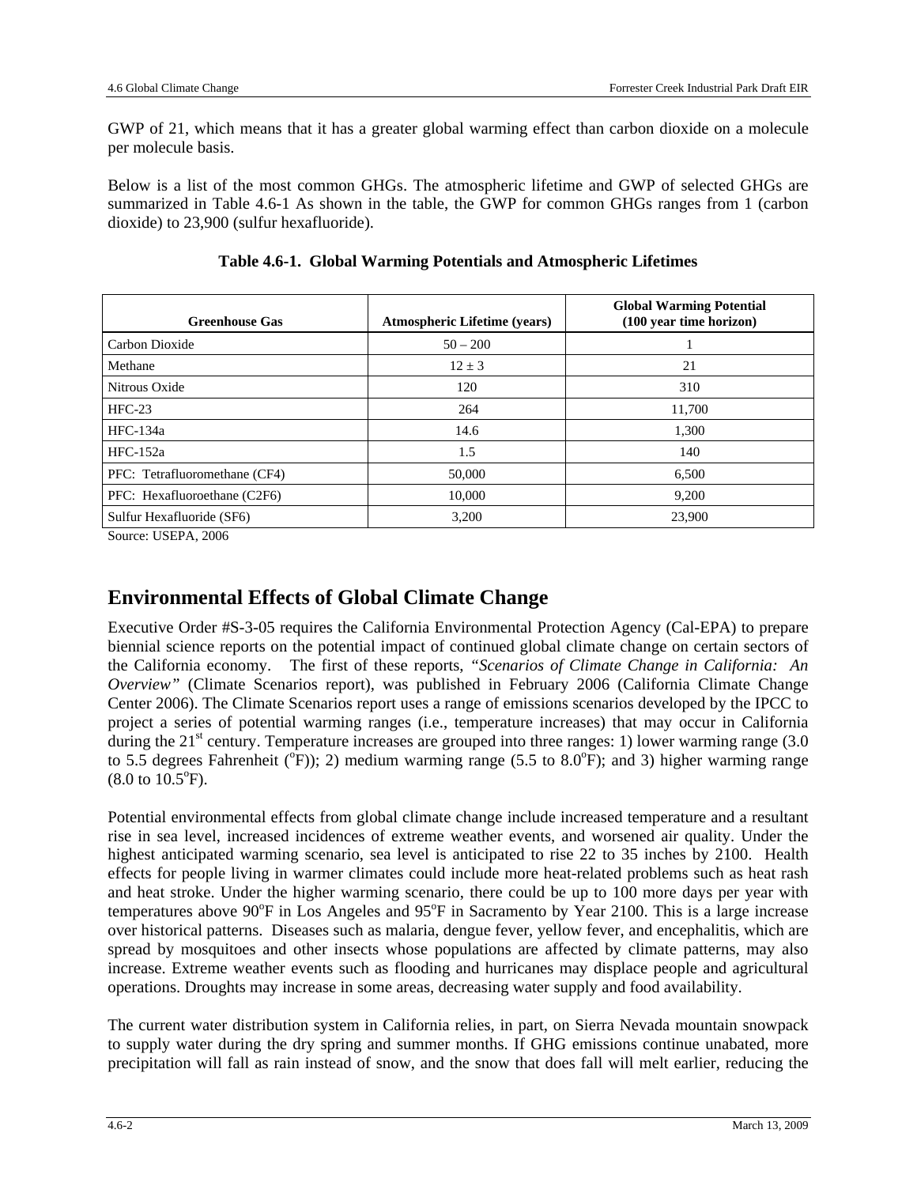GWP of 21, which means that it has a greater global warming effect than carbon dioxide on a molecule per molecule basis.

Below is a list of the most common GHGs. The atmospheric lifetime and GWP of selected GHGs are summarized in Table 4.6-1 As shown in the table, the GWP for common GHGs ranges from 1 (carbon dioxide) to 23,900 (sulfur hexafluoride).

**Table 4.6-1. Global Warming Potentials and Atmospheric Lifetimes**

| Greenhouse Gas | Atmospheric Lifetime (years) | Global Warming Potential (100 year time horizon) |
|---|---|---|
| Carbon Dioxide | 50 – 200 | 1 |
| Methane | 12 ± 3 | 21 |
| Nitrous Oxide | 120 | 310 |
| HFC-23 | 264 | 11,700 |
| HFC-134a | 14.6 | 1,300 |
| HFC-152a | 1.5 | 140 |
| PFC: Tetrafluoromethane (CF4) | 50,000 | 6,500 |
| PFC: Hexafluoroethane (C2F6) | 10,000 | 9,200 |
| Sulfur Hexafluoride (SF6) | 3,200 | 23,900 |

Source: USEPA, 2006

## Environmental Effects of Global Climate Change

Executive Order #S-3-05 requires the California Environmental Protection Agency (Cal-EPA) to prepare biennial science reports on the potential impact of continued global climate change on certain sectors of the California economy. The first of these reports, "*Scenarios of Climate Change in California: An Overview*" (Climate Scenarios report), was published in February 2006 (California Climate Change Center 2006). The Climate Scenarios report uses a range of emissions scenarios developed by the IPCC to project a series of potential warming ranges (i.e., temperature increases) that may occur in California during the 21st century. Temperature increases are grouped into three ranges: 1) lower warming range (3.0 to 5.5 degrees Fahrenheit (°F)); 2) medium warming range (5.5 to 8.0°F); and 3) higher warming range (8.0 to 10.5°F).

Potential environmental effects from global climate change include increased temperature and a resultant rise in sea level, increased incidences of extreme weather events, and worsened air quality. Under the highest anticipated warming scenario, sea level is anticipated to rise 22 to 35 inches by 2100. Health effects for people living in warmer climates could include more heat-related problems such as heat rash and heat stroke. Under the higher warming scenario, there could be up to 100 more days per year with temperatures above 90°F in Los Angeles and 95°F in Sacramento by Year 2100. This is a large increase over historical patterns. Diseases such as malaria, dengue fever, yellow fever, and encephalitis, which are spread by mosquitoes and other insects whose populations are affected by climate patterns, may also increase. Extreme weather events such as flooding and hurricanes may displace people and agricultural operations. Droughts may increase in some areas, decreasing water supply and food availability.

The current water distribution system in California relies, in part, on Sierra Nevada mountain snowpack to supply water during the dry spring and summer months. If GHG emissions continue unabated, more precipitation will fall as rain instead of snow, and the snow that does fall will melt earlier, reducing the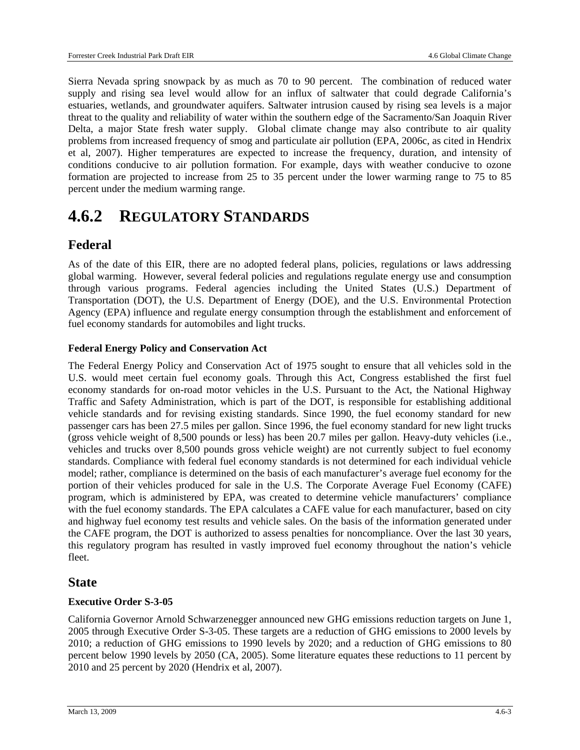Sierra Nevada spring snowpack by as much as 70 to 90 percent. The combination of reduced water supply and rising sea level would allow for an influx of saltwater that could degrade California's estuaries, wetlands, and groundwater aquifers. Saltwater intrusion caused by rising sea levels is a major threat to the quality and reliability of water within the southern edge of the Sacramento/San Joaquin River Delta, a major State fresh water supply. Global climate change may also contribute to air quality problems from increased frequency of smog and particulate air pollution (EPA, 2006c, as cited in Hendrix et al, 2007). Higher temperatures are expected to increase the frequency, duration, and intensity of conditions conducive to air pollution formation. For example, days with weather conducive to ozone formation are projected to increase from 25 to 35 percent under the lower warming range to 75 to 85 percent under the medium warming range.

# 4.6.2 REGULATORY STANDARDS

## Federal

As of the date of this EIR, there are no adopted federal plans, policies, regulations or laws addressing global warming. However, several federal policies and regulations regulate energy use and consumption through various programs. Federal agencies including the United States (U.S.) Department of Transportation (DOT), the U.S. Department of Energy (DOE), and the U.S. Environmental Protection Agency (EPA) influence and regulate energy consumption through the establishment and enforcement of fuel economy standards for automobiles and light trucks.

### Federal Energy Policy and Conservation Act

The Federal Energy Policy and Conservation Act of 1975 sought to ensure that all vehicles sold in the U.S. would meet certain fuel economy goals. Through this Act, Congress established the first fuel economy standards for on-road motor vehicles in the U.S. Pursuant to the Act, the National Highway Traffic and Safety Administration, which is part of the DOT, is responsible for establishing additional vehicle standards and for revising existing standards. Since 1990, the fuel economy standard for new passenger cars has been 27.5 miles per gallon. Since 1996, the fuel economy standard for new light trucks (gross vehicle weight of 8,500 pounds or less) has been 20.7 miles per gallon. Heavy-duty vehicles (i.e., vehicles and trucks over 8,500 pounds gross vehicle weight) are not currently subject to fuel economy standards. Compliance with federal fuel economy standards is not determined for each individual vehicle model; rather, compliance is determined on the basis of each manufacturer's average fuel economy for the portion of their vehicles produced for sale in the U.S. The Corporate Average Fuel Economy (CAFE) program, which is administered by EPA, was created to determine vehicle manufacturers' compliance with the fuel economy standards. The EPA calculates a CAFE value for each manufacturer, based on city and highway fuel economy test results and vehicle sales. On the basis of the information generated under the CAFE program, the DOT is authorized to assess penalties for noncompliance. Over the last 30 years, this regulatory program has resulted in vastly improved fuel economy throughout the nation's vehicle fleet.

## State

### Executive Order S-3-05

California Governor Arnold Schwarzenegger announced new GHG emissions reduction targets on June 1, 2005 through Executive Order S-3-05. These targets are a reduction of GHG emissions to 2000 levels by 2010; a reduction of GHG emissions to 1990 levels by 2020; and a reduction of GHG emissions to 80 percent below 1990 levels by 2050 (CA, 2005). Some literature equates these reductions to 11 percent by 2010 and 25 percent by 2020 (Hendrix et al, 2007).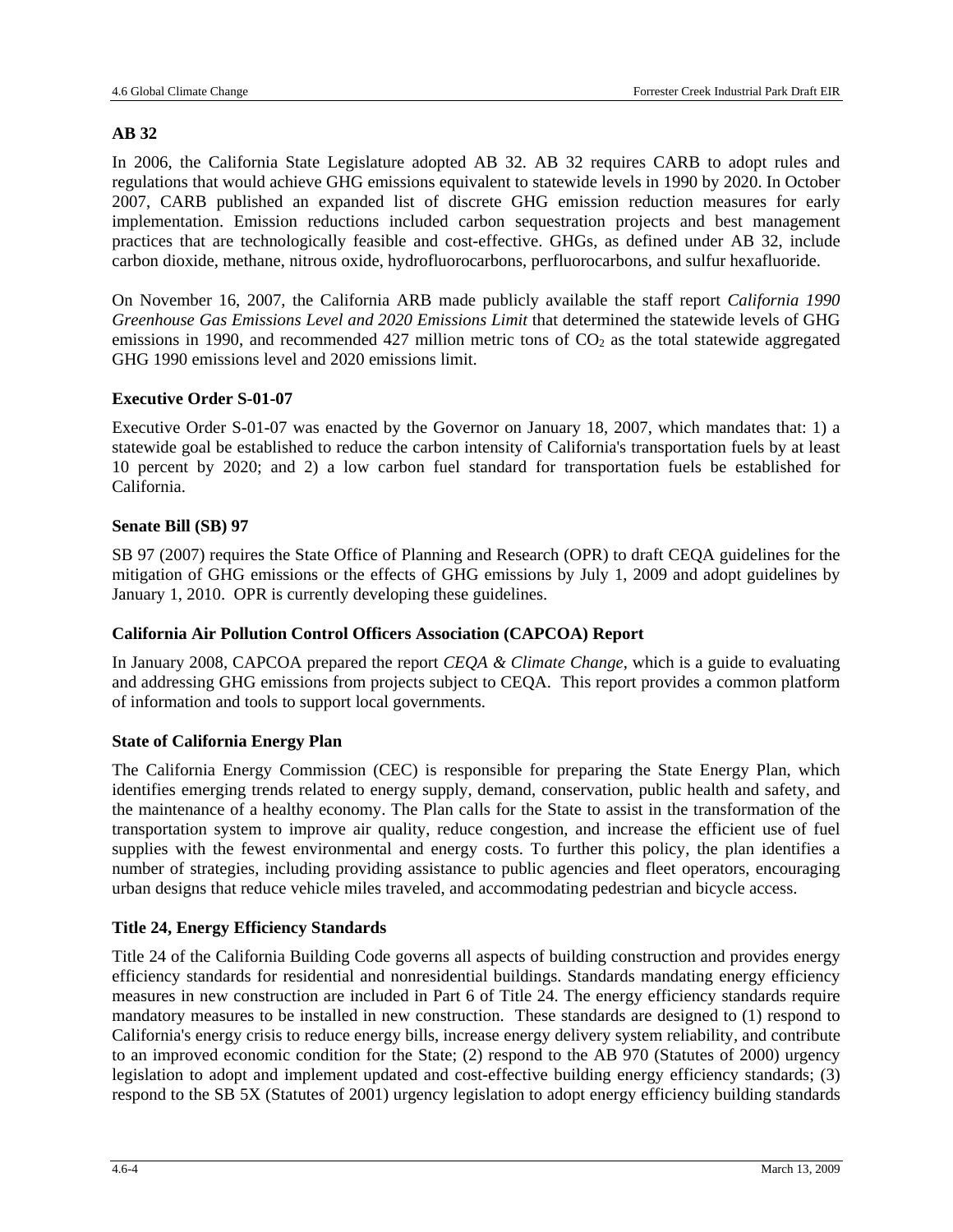### AB 32

In 2006, the California State Legislature adopted AB 32. AB 32 requires CARB to adopt rules and regulations that would achieve GHG emissions equivalent to statewide levels in 1990 by 2020. In October 2007, CARB published an expanded list of discrete GHG emission reduction measures for early implementation. Emission reductions included carbon sequestration projects and best management practices that are technologically feasible and cost-effective. GHGs, as defined under AB 32, include carbon dioxide, methane, nitrous oxide, hydrofluorocarbons, perfluorocarbons, and sulfur hexafluoride.

On November 16, 2007, the California ARB made publicly available the staff report *California 1990 Greenhouse Gas Emissions Level and 2020 Emissions Limit* that determined the statewide levels of GHG emissions in 1990, and recommended 427 million metric tons of $CO_2$ as the total statewide aggregated GHG 1990 emissions level and 2020 emissions limit.

### Executive Order S-01-07

Executive Order S-01-07 was enacted by the Governor on January 18, 2007, which mandates that: 1) a statewide goal be established to reduce the carbon intensity of California's transportation fuels by at least 10 percent by 2020; and 2) a low carbon fuel standard for transportation fuels be established for California.

### Senate Bill (SB) 97

SB 97 (2007) requires the State Office of Planning and Research (OPR) to draft CEQA guidelines for the mitigation of GHG emissions or the effects of GHG emissions by July 1, 2009 and adopt guidelines by January 1, 2010. OPR is currently developing these guidelines.

### California Air Pollution Control Officers Association (CAPCOA) Report

In January 2008, CAPCOA prepared the report *CEQA & Climate Change*, which is a guide to evaluating and addressing GHG emissions from projects subject to CEQA. This report provides a common platform of information and tools to support local governments.

### State of California Energy Plan

The California Energy Commission (CEC) is responsible for preparing the State Energy Plan, which identifies emerging trends related to energy supply, demand, conservation, public health and safety, and the maintenance of a healthy economy. The Plan calls for the State to assist in the transformation of the transportation system to improve air quality, reduce congestion, and increase the efficient use of fuel supplies with the fewest environmental and energy costs. To further this policy, the plan identifies a number of strategies, including providing assistance to public agencies and fleet operators, encouraging urban designs that reduce vehicle miles traveled, and accommodating pedestrian and bicycle access.

### Title 24, Energy Efficiency Standards

Title 24 of the California Building Code governs all aspects of building construction and provides energy efficiency standards for residential and nonresidential buildings. Standards mandating energy efficiency measures in new construction are included in Part 6 of Title 24. The energy efficiency standards require mandatory measures to be installed in new construction. These standards are designed to (1) respond to California's energy crisis to reduce energy bills, increase energy delivery system reliability, and contribute to an improved economic condition for the State; (2) respond to the AB 970 (Statutes of 2000) urgency legislation to adopt and implement updated and cost-effective building energy efficiency standards; (3) respond to the SB 5X (Statutes of 2001) urgency legislation to adopt energy efficiency building standards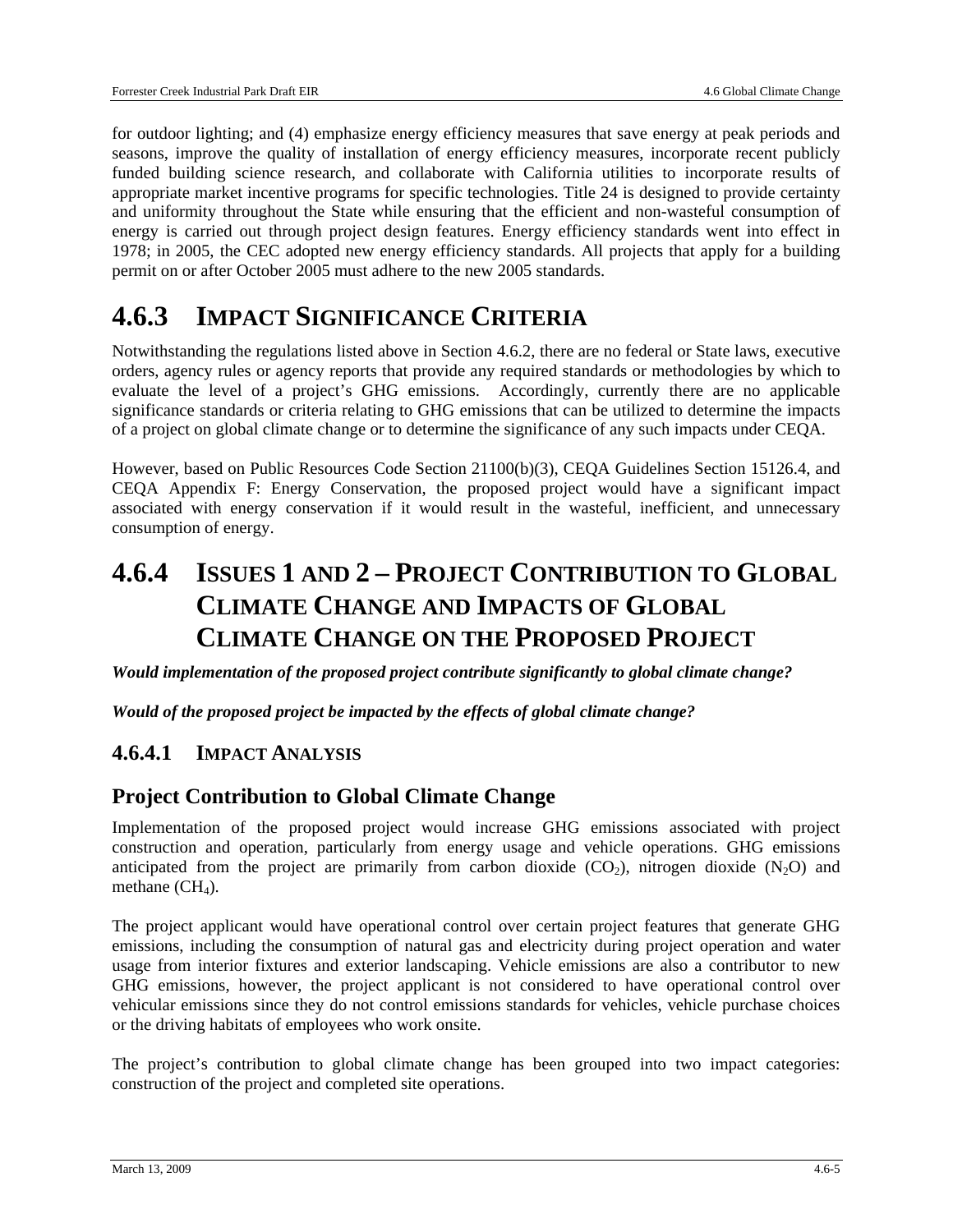for outdoor lighting; and (4) emphasize energy efficiency measures that save energy at peak periods and seasons, improve the quality of installation of energy efficiency measures, incorporate recent publicly funded building science research, and collaborate with California utilities to incorporate results of appropriate market incentive programs for specific technologies. Title 24 is designed to provide certainty and uniformity throughout the State while ensuring that the efficient and non-wasteful consumption of energy is carried out through project design features. Energy efficiency standards went into effect in 1978; in 2005, the CEC adopted new energy efficiency standards. All projects that apply for a building permit on or after October 2005 must adhere to the new 2005 standards.

# 4.6.3 IMPACT SIGNIFICANCE CRITERIA

Notwithstanding the regulations listed above in Section 4.6.2, there are no federal or State laws, executive orders, agency rules or agency reports that provide any required standards or methodologies by which to evaluate the level of a project's GHG emissions. Accordingly, currently there are no applicable significance standards or criteria relating to GHG emissions that can be utilized to determine the impacts of a project on global climate change or to determine the significance of any such impacts under CEQA.

However, based on Public Resources Code Section 21100(b)(3), CEQA Guidelines Section 15126.4, and CEQA Appendix F: Energy Conservation, the proposed project would have a significant impact associated with energy conservation if it would result in the wasteful, inefficient, and unnecessary consumption of energy.

# 4.6.4 ISSUES 1 AND 2 – PROJECT CONTRIBUTION TO GLOBAL CLIMATE CHANGE AND IMPACTS OF GLOBAL CLIMATE CHANGE ON THE PROPOSED PROJECT

***Would implementation of the proposed project contribute significantly to global climate change?***

***Would of the proposed project be impacted by the effects of global climate change?***

## 4.6.4.1 IMPACT ANALYSIS

### Project Contribution to Global Climate Change

Implementation of the proposed project would increase GHG emissions associated with project construction and operation, particularly from energy usage and vehicle operations. GHG emissions anticipated from the project are primarily from carbon dioxide ($CO_2$), nitrogen dioxide ($N_2O$) and methane ($CH_4$).

The project applicant would have operational control over certain project features that generate GHG emissions, including the consumption of natural gas and electricity during project operation and water usage from interior fixtures and exterior landscaping. Vehicle emissions are also a contributor to new GHG emissions, however, the project applicant is not considered to have operational control over vehicular emissions since they do not control emissions standards for vehicles, vehicle purchase choices or the driving habitats of employees who work onsite.

The project's contribution to global climate change has been grouped into two impact categories: construction of the project and completed site operations.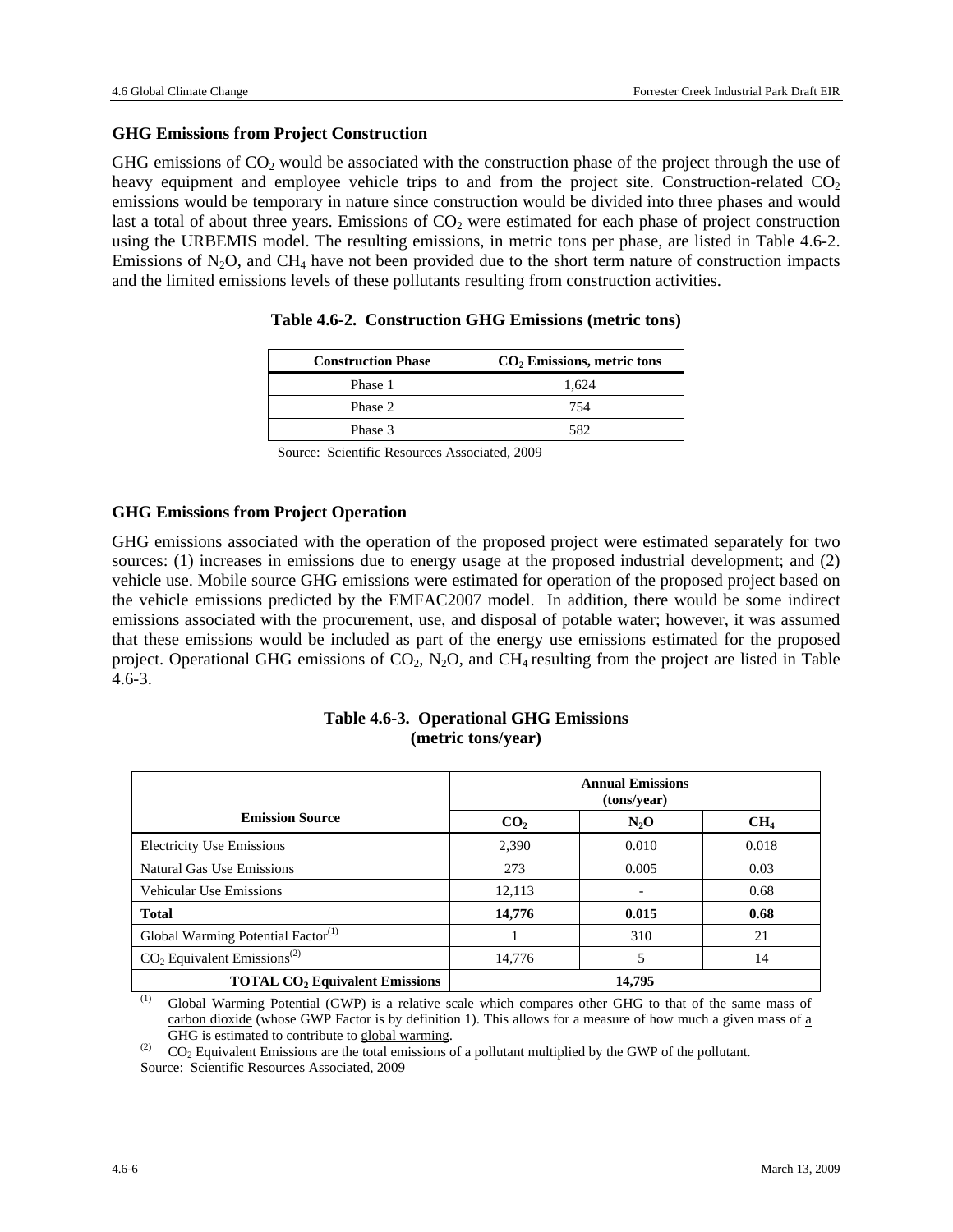### GHG Emissions from Project Construction

GHG emissions of $CO_2$ would be associated with the construction phase of the project through the use of heavy equipment and employee vehicle trips to and from the project site. Construction-related $CO_2$ emissions would be temporary in nature since construction would be divided into three phases and would last a total of about three years. Emissions of $CO_2$ were estimated for each phase of project construction using the URBEMIS model. The resulting emissions, in metric tons per phase, are listed in Table 4.6-2. Emissions of $N_2O$, and $CH_4$ have not been provided due to the short term nature of construction impacts and the limited emissions levels of these pollutants resulting from construction activities.

**Table 4.6-2. Construction GHG Emissions (metric tons)**

| Construction Phase | $CO_2$ Emissions, metric tons |
|---|---|
| Phase 1 | 1,624 |
| Phase 2 | 754 |
| Phase 3 | 582 |

Source: Scientific Resources Associated, 2009

### GHG Emissions from Project Operation

GHG emissions associated with the operation of the proposed project were estimated separately for two sources: (1) increases in emissions due to energy usage at the proposed industrial development; and (2) vehicle use. Mobile source GHG emissions were estimated for operation of the proposed project based on the vehicle emissions predicted by the EMFAC2007 model. In addition, there would be some indirect emissions associated with the procurement, use, and disposal of potable water; however, it was assumed that these emissions would be included as part of the energy use emissions estimated for the proposed project. Operational GHG emissions of $CO_2$, $N_2O$, and $CH_4$ resulting from the project are listed in Table 4.6-3.

**Table 4.6-3. Operational GHG Emissions (metric tons/year)**

| Emission Source | Annual Emissions (tons/year) | | |
|---|---|---|---|
| | $CO_2$ | $N_2O$ | $CH_4$ |
| Electricity Use Emissions | 2,390 | 0.010 | 0.018 |
| Natural Gas Use Emissions | 273 | 0.005 | 0.03 |
| Vehicular Use Emissions | 12,113 | - | 0.68 |
| **Total** | **14,776** | **0.015** | **0.68** |
| Global Warming Potential Factor[1] | 1 | 310 | 21 |
| $CO_2$ Equivalent Emissions[2] | 14,776 | 5 | 14 |
| **TOTAL $CO_2$ Equivalent Emissions** | **14,795** | | |

[1] Global Warming Potential (GWP) is a relative scale which compares other GHG to that of the same mass of carbon dioxide (whose GWP Factor is by definition 1). This allows for a measure of how much a given mass of a GHG is estimated to contribute to global warming.

[2] $CO_2$ Equivalent Emissions are the total emissions of a pollutant multiplied by the GWP of the pollutant.

Source: Scientific Resources Associated, 2009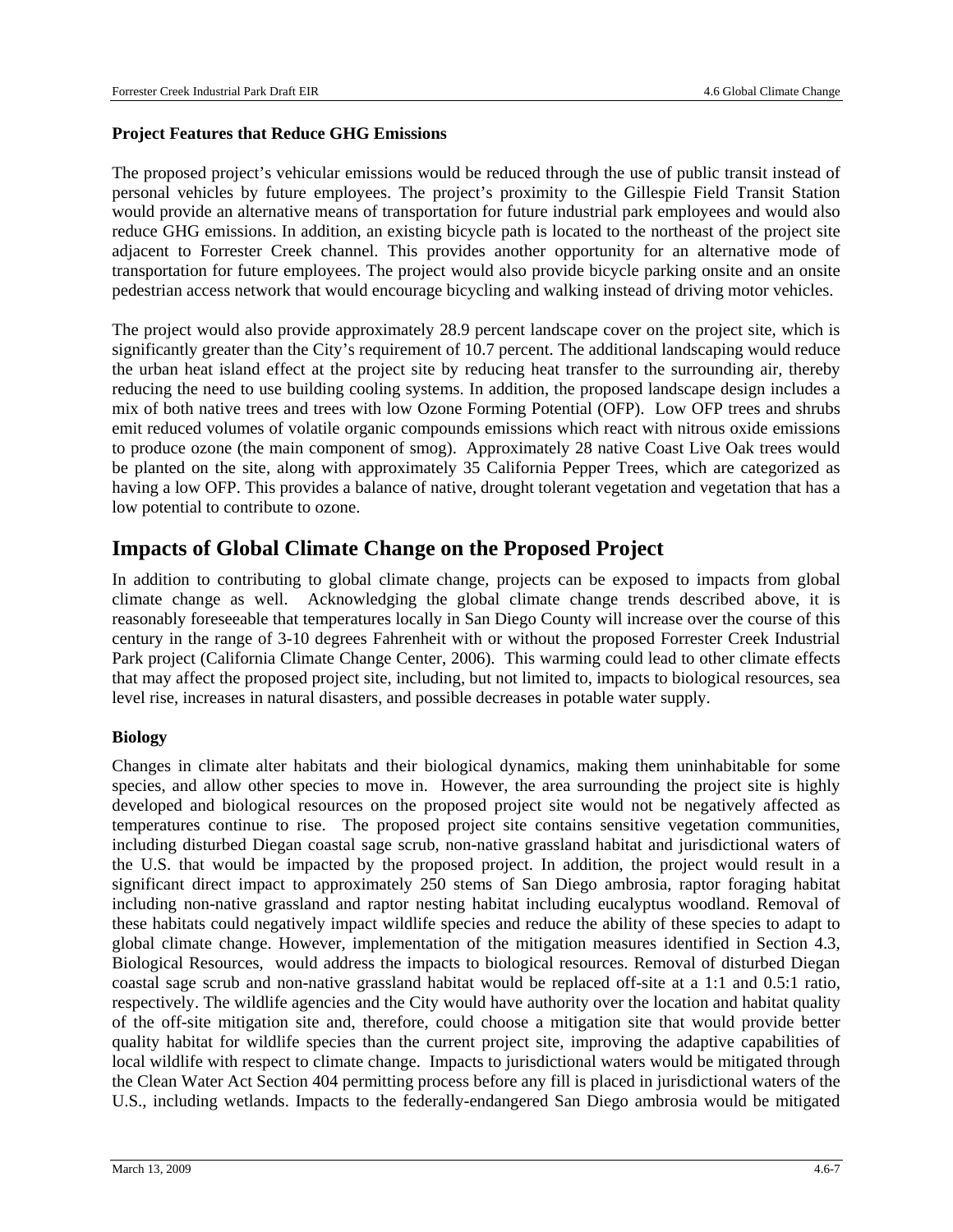**Project Features that Reduce GHG Emissions**

The proposed project's vehicular emissions would be reduced through the use of public transit instead of personal vehicles by future employees. The project's proximity to the Gillespie Field Transit Station would provide an alternative means of transportation for future industrial park employees and would also reduce GHG emissions. In addition, an existing bicycle path is located to the northeast of the project site adjacent to Forrester Creek channel. This provides another opportunity for an alternative mode of transportation for future employees. The project would also provide bicycle parking onsite and an onsite pedestrian access network that would encourage bicycling and walking instead of driving motor vehicles.

The project would also provide approximately 28.9 percent landscape cover on the project site, which is significantly greater than the City's requirement of 10.7 percent. The additional landscaping would reduce the urban heat island effect at the project site by reducing heat transfer to the surrounding air, thereby reducing the need to use building cooling systems. In addition, the proposed landscape design includes a mix of both native trees and trees with low Ozone Forming Potential (OFP). Low OFP trees and shrubs emit reduced volumes of volatile organic compounds emissions which react with nitrous oxide emissions to produce ozone (the main component of smog). Approximately 28 native Coast Live Oak trees would be planted on the site, along with approximately 35 California Pepper Trees, which are categorized as having a low OFP. This provides a balance of native, drought tolerant vegetation and vegetation that has a low potential to contribute to ozone.

## Impacts of Global Climate Change on the Proposed Project

In addition to contributing to global climate change, projects can be exposed to impacts from global climate change as well. Acknowledging the global climate change trends described above, it is reasonably foreseeable that temperatures locally in San Diego County will increase over the course of this century in the range of 3-10 degrees Fahrenheit with or without the proposed Forrester Creek Industrial Park project (California Climate Change Center, 2006). This warming could lead to other climate effects that may affect the proposed project site, including, but not limited to, impacts to biological resources, sea level rise, increases in natural disasters, and possible decreases in potable water supply.

**Biology**

Changes in climate alter habitats and their biological dynamics, making them uninhabitable for some species, and allow other species to move in. However, the area surrounding the project site is highly developed and biological resources on the proposed project site would not be negatively affected as temperatures continue to rise. The proposed project site contains sensitive vegetation communities, including disturbed Diegan coastal sage scrub, non-native grassland habitat and jurisdictional waters of the U.S. that would be impacted by the proposed project. In addition, the project would result in a significant direct impact to approximately 250 stems of San Diego ambrosia, raptor foraging habitat including non-native grassland and raptor nesting habitat including eucalyptus woodland. Removal of these habitats could negatively impact wildlife species and reduce the ability of these species to adapt to global climate change. However, implementation of the mitigation measures identified in Section 4.3, Biological Resources, would address the impacts to biological resources. Removal of disturbed Diegan coastal sage scrub and non-native grassland habitat would be replaced off-site at a 1:1 and 0.5:1 ratio, respectively. The wildlife agencies and the City would have authority over the location and habitat quality of the off-site mitigation site and, therefore, could choose a mitigation site that would provide better quality habitat for wildlife species than the current project site, improving the adaptive capabilities of local wildlife with respect to climate change. Impacts to jurisdictional waters would be mitigated through the Clean Water Act Section 404 permitting process before any fill is placed in jurisdictional waters of the U.S., including wetlands. Impacts to the federally-endangered San Diego ambrosia would be mitigated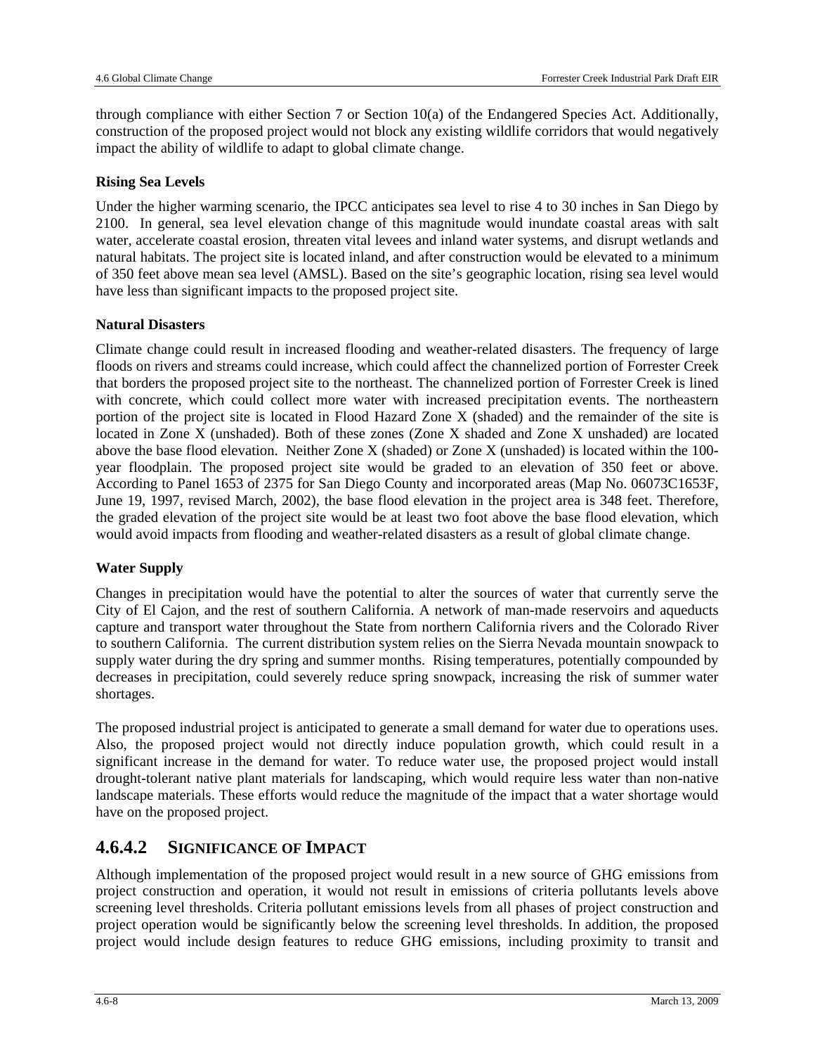through compliance with either Section 7 or Section 10(a) of the Endangered Species Act. Additionally, construction of the proposed project would not block any existing wildlife corridors that would negatively impact the ability of wildlife to adapt to global climate change.

**Rising Sea Levels**

Under the higher warming scenario, the IPCC anticipates sea level to rise 4 to 30 inches in San Diego by 2100. In general, sea level elevation change of this magnitude would inundate coastal areas with salt water, accelerate coastal erosion, threaten vital levees and inland water systems, and disrupt wetlands and natural habitats. The project site is located inland, and after construction would be elevated to a minimum of 350 feet above mean sea level (AMSL). Based on the site's geographic location, rising sea level would have less than significant impacts to the proposed project site.

**Natural Disasters**

Climate change could result in increased flooding and weather-related disasters. The frequency of large floods on rivers and streams could increase, which could affect the channelized portion of Forrester Creek that borders the proposed project site to the northeast. The channelized portion of Forrester Creek is lined with concrete, which could collect more water with increased precipitation events. The northeastern portion of the project site is located in Flood Hazard Zone X (shaded) and the remainder of the site is located in Zone X (unshaded). Both of these zones (Zone X shaded and Zone X unshaded) are located above the base flood elevation. Neither Zone X (shaded) or Zone X (unshaded) is located within the 100-year floodplain. The proposed project site would be graded to an elevation of 350 feet or above. According to Panel 1653 of 2375 for San Diego County and incorporated areas (Map No. 06073C1653F, June 19, 1997, revised March, 2002), the base flood elevation in the project area is 348 feet. Therefore, the graded elevation of the project site would be at least two foot above the base flood elevation, which would avoid impacts from flooding and weather-related disasters as a result of global climate change.

**Water Supply**

Changes in precipitation would have the potential to alter the sources of water that currently serve the City of El Cajon, and the rest of southern California. A network of man-made reservoirs and aqueducts capture and transport water throughout the State from northern California rivers and the Colorado River to southern California. The current distribution system relies on the Sierra Nevada mountain snowpack to supply water during the dry spring and summer months. Rising temperatures, potentially compounded by decreases in precipitation, could severely reduce spring snowpack, increasing the risk of summer water shortages.

The proposed industrial project is anticipated to generate a small demand for water due to operations uses. Also, the proposed project would not directly induce population growth, which could result in a significant increase in the demand for water. To reduce water use, the proposed project would install drought-tolerant native plant materials for landscaping, which would require less water than non-native landscape materials. These efforts would reduce the magnitude of the impact that a water shortage would have on the proposed project.

## 4.6.4.2 SIGNIFICANCE OF IMPACT

Although implementation of the proposed project would result in a new source of GHG emissions from project construction and operation, it would not result in emissions of criteria pollutants levels above screening level thresholds. Criteria pollutant emissions levels from all phases of project construction and project operation would be significantly below the screening level thresholds. In addition, the proposed project would include design features to reduce GHG emissions, including proximity to transit and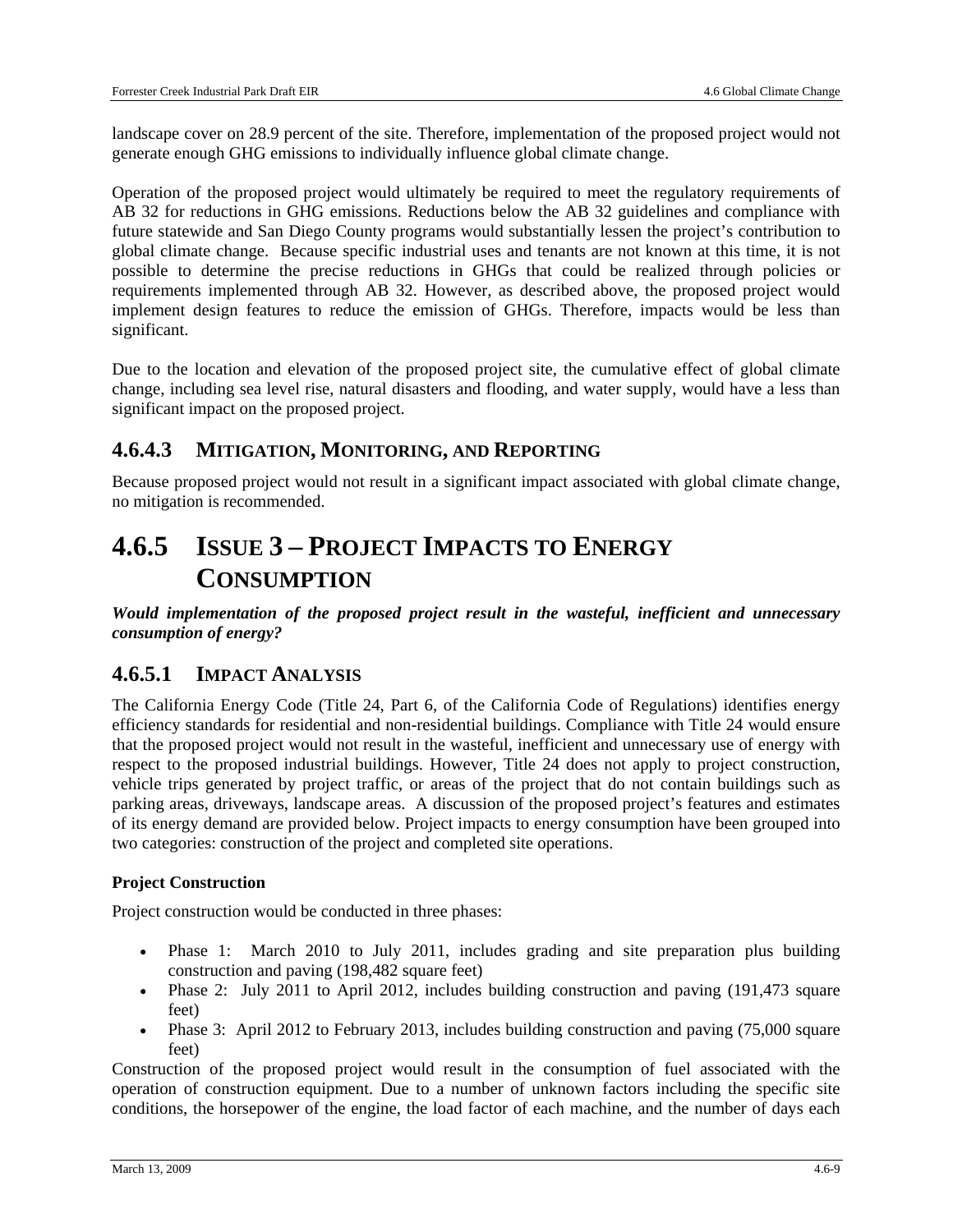landscape cover on 28.9 percent of the site. Therefore, implementation of the proposed project would not generate enough GHG emissions to individually influence global climate change.

Operation of the proposed project would ultimately be required to meet the regulatory requirements of AB 32 for reductions in GHG emissions. Reductions below the AB 32 guidelines and compliance with future statewide and San Diego County programs would substantially lessen the project's contribution to global climate change. Because specific industrial uses and tenants are not known at this time, it is not possible to determine the precise reductions in GHGs that could be realized through policies or requirements implemented through AB 32. However, as described above, the proposed project would implement design features to reduce the emission of GHGs. Therefore, impacts would be less than significant.

Due to the location and elevation of the proposed project site, the cumulative effect of global climate change, including sea level rise, natural disasters and flooding, and water supply, would have a less than significant impact on the proposed project.

### 4.6.4.3 Mitigation, Monitoring, and Reporting

Because proposed project would not result in a significant impact associated with global climate change, no mitigation is recommended.

## 4.6.5 Issue 3 – Project Impacts to Energy Consumption

***Would implementation of the proposed project result in the wasteful, inefficient and unnecessary consumption of energy?***

### 4.6.5.1 Impact Analysis

The California Energy Code (Title 24, Part 6, of the California Code of Regulations) identifies energy efficiency standards for residential and non-residential buildings. Compliance with Title 24 would ensure that the proposed project would not result in the wasteful, inefficient and unnecessary use of energy with respect to the proposed industrial buildings. However, Title 24 does not apply to project construction, vehicle trips generated by project traffic, or areas of the project that do not contain buildings such as parking areas, driveways, landscape areas. A discussion of the proposed project's features and estimates of its energy demand are provided below. Project impacts to energy consumption have been grouped into two categories: construction of the project and completed site operations.

**Project Construction**

Project construction would be conducted in three phases:

- Phase 1: March 2010 to July 2011, includes grading and site preparation plus building construction and paving (198,482 square feet)
- Phase 2: July 2011 to April 2012, includes building construction and paving (191,473 square feet)
- Phase 3: April 2012 to February 2013, includes building construction and paving (75,000 square feet)

Construction of the proposed project would result in the consumption of fuel associated with the operation of construction equipment. Due to a number of unknown factors including the specific site conditions, the horsepower of the engine, the load factor of each machine, and the number of days each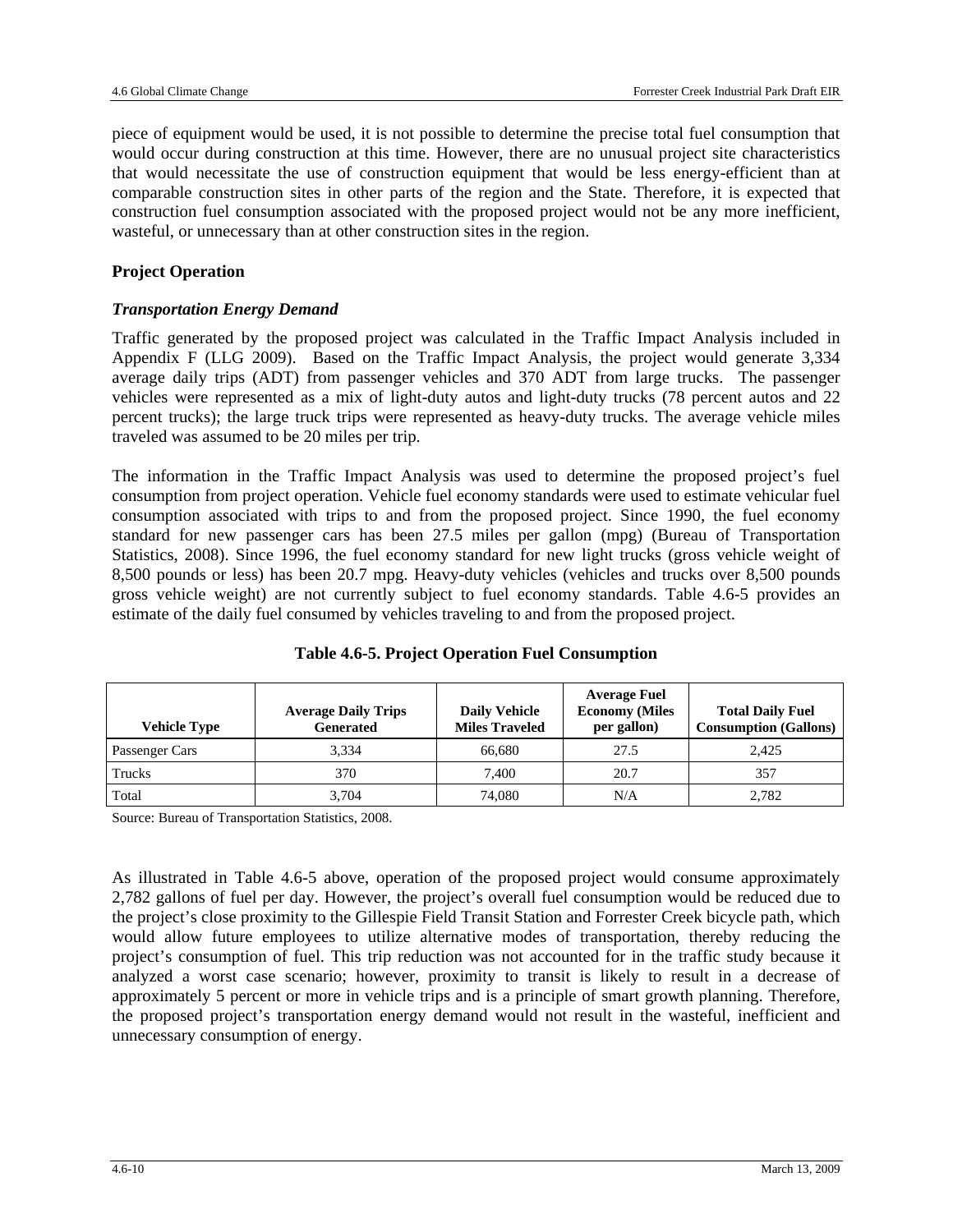piece of equipment would be used, it is not possible to determine the precise total fuel consumption that would occur during construction at this time. However, there are no unusual project site characteristics that would necessitate the use of construction equipment that would be less energy-efficient than at comparable construction sites in other parts of the region and the State. Therefore, it is expected that construction fuel consumption associated with the proposed project would not be any more inefficient, wasteful, or unnecessary than at other construction sites in the region.

**Project Operation**

***Transportation Energy Demand***

Traffic generated by the proposed project was calculated in the Traffic Impact Analysis included in Appendix F (LLG 2009). Based on the Traffic Impact Analysis, the project would generate 3,334 average daily trips (ADT) from passenger vehicles and 370 ADT from large trucks. The passenger vehicles were represented as a mix of light-duty autos and light-duty trucks (78 percent autos and 22 percent trucks); the large truck trips were represented as heavy-duty trucks. The average vehicle miles traveled was assumed to be 20 miles per trip.

The information in the Traffic Impact Analysis was used to determine the proposed project's fuel consumption from project operation. Vehicle fuel economy standards were used to estimate vehicular fuel consumption associated with trips to and from the proposed project. Since 1990, the fuel economy standard for new passenger cars has been 27.5 miles per gallon (mpg) (Bureau of Transportation Statistics, 2008). Since 1996, the fuel economy standard for new light trucks (gross vehicle weight of 8,500 pounds or less) has been 20.7 mpg. Heavy-duty vehicles (vehicles and trucks over 8,500 pounds gross vehicle weight) are not currently subject to fuel economy standards. Table 4.6-5 provides an estimate of the daily fuel consumed by vehicles traveling to and from the proposed project.

**Table 4.6-5. Project Operation Fuel Consumption**

| Vehicle Type | Average Daily Trips Generated | Daily Vehicle Miles Traveled | Average Fuel Economy (Miles per gallon) | Total Daily Fuel Consumption (Gallons) |
|---|---|---|---|---|
| Passenger Cars | 3,334 | 66,680 | 27.5 | 2,425 |
| Trucks | 370 | 7,400 | 20.7 | 357 |
| Total | 3,704 | 74,080 | N/A | 2,782 |

Source: Bureau of Transportation Statistics, 2008.

As illustrated in Table 4.6-5 above, operation of the proposed project would consume approximately 2,782 gallons of fuel per day. However, the project's overall fuel consumption would be reduced due to the project's close proximity to the Gillespie Field Transit Station and Forrester Creek bicycle path, which would allow future employees to utilize alternative modes of transportation, thereby reducing the project's consumption of fuel. This trip reduction was not accounted for in the traffic study because it analyzed a worst case scenario; however, proximity to transit is likely to result in a decrease of approximately 5 percent or more in vehicle trips and is a principle of smart growth planning. Therefore, the proposed project's transportation energy demand would not result in the wasteful, inefficient and unnecessary consumption of energy.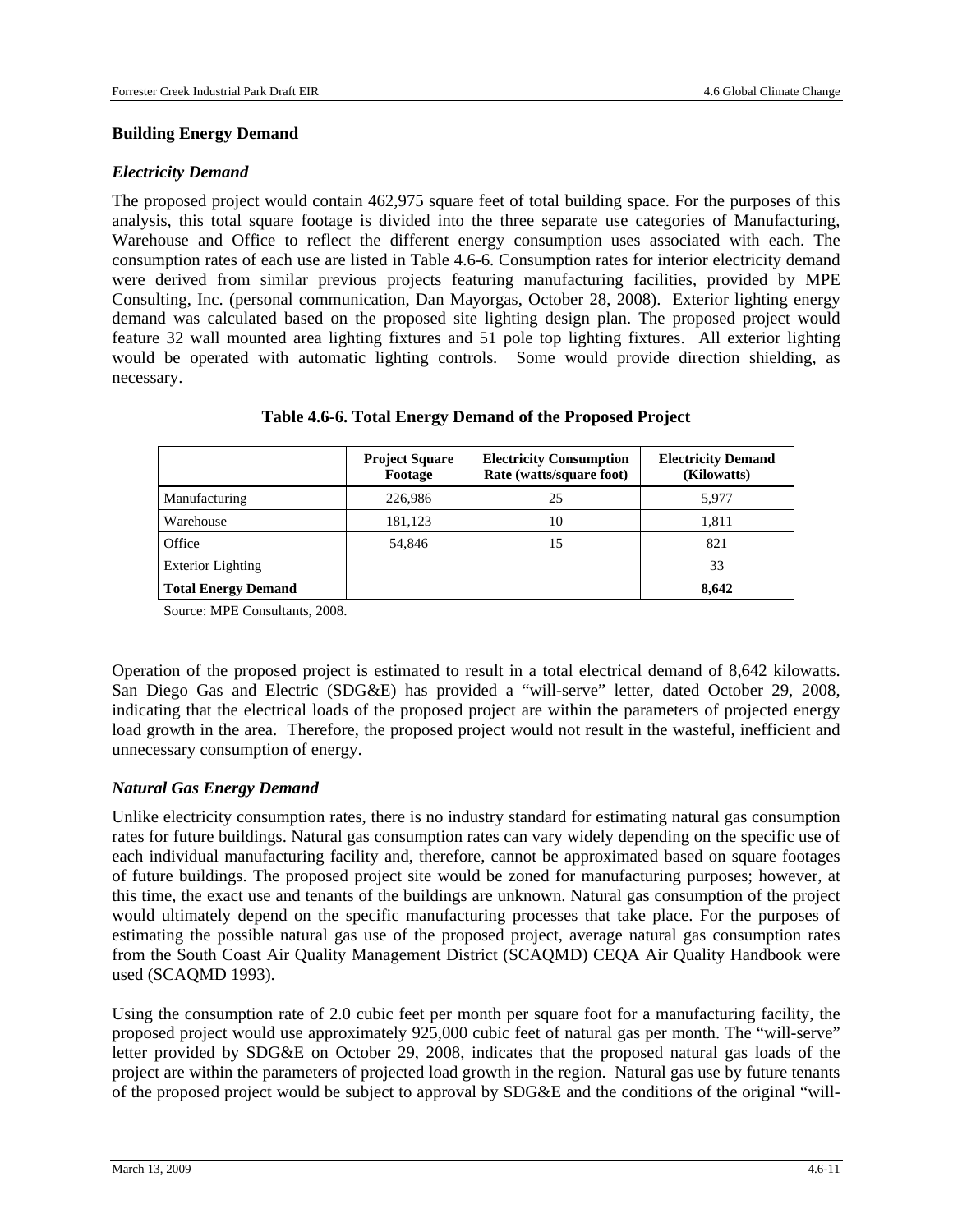### Building Energy Demand

#### *Electricity Demand*

The proposed project would contain 462,975 square feet of total building space. For the purposes of this analysis, this total square footage is divided into the three separate use categories of Manufacturing, Warehouse and Office to reflect the different energy consumption uses associated with each. The consumption rates of each use are listed in Table 4.6-6. Consumption rates for interior electricity demand were derived from similar previous projects featuring manufacturing facilities, provided by MPE Consulting, Inc. (personal communication, Dan Mayorgas, October 28, 2008). Exterior lighting energy demand was calculated based on the proposed site lighting design plan. The proposed project would feature 32 wall mounted area lighting fixtures and 51 pole top lighting fixtures. All exterior lighting would be operated with automatic lighting controls. Some would provide direction shielding, as necessary.

**Table 4.6-6. Total Energy Demand of the Proposed Project**

| | Project Square Footage | Electricity Consumption Rate (watts/square foot) | Electricity Demand (Kilowatts) |
|---|---|---|---|
| Manufacturing | 226,986 | 25 | 5,977 |
| Warehouse | 181,123 | 10 | 1,811 |
| Office | 54,846 | 15 | 821 |
| Exterior Lighting | | | 33 |
| **Total Energy Demand** | | | **8,642** |

Source: MPE Consultants, 2008.

Operation of the proposed project is estimated to result in a total electrical demand of 8,642 kilowatts. San Diego Gas and Electric (SDG&E) has provided a "will-serve" letter, dated October 29, 2008, indicating that the electrical loads of the proposed project are within the parameters of projected energy load growth in the area. Therefore, the proposed project would not result in the wasteful, inefficient and unnecessary consumption of energy.

#### *Natural Gas Energy Demand*

Unlike electricity consumption rates, there is no industry standard for estimating natural gas consumption rates for future buildings. Natural gas consumption rates can vary widely depending on the specific use of each individual manufacturing facility and, therefore, cannot be approximated based on square footages of future buildings. The proposed project site would be zoned for manufacturing purposes; however, at this time, the exact use and tenants of the buildings are unknown. Natural gas consumption of the project would ultimately depend on the specific manufacturing processes that take place. For the purposes of estimating the possible natural gas use of the proposed project, average natural gas consumption rates from the South Coast Air Quality Management District (SCAQMD) CEQA Air Quality Handbook were used (SCAQMD 1993).

Using the consumption rate of 2.0 cubic feet per month per square foot for a manufacturing facility, the proposed project would use approximately 925,000 cubic feet of natural gas per month. The "will-serve" letter provided by SDG&E on October 29, 2008, indicates that the proposed natural gas loads of the project are within the parameters of projected load growth in the region. Natural gas use by future tenants of the proposed project would be subject to approval by SDG&E and the conditions of the original "will-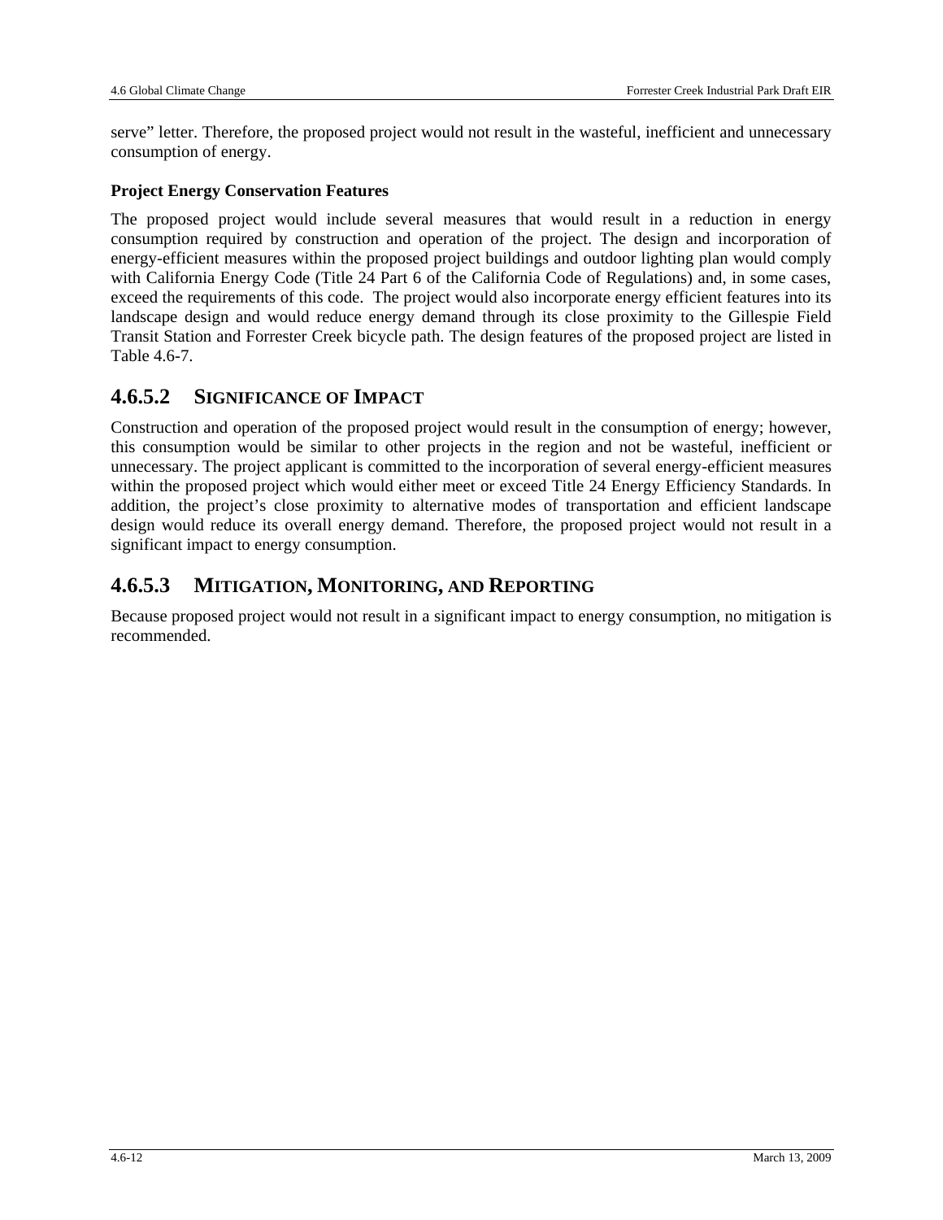serve" letter. Therefore, the proposed project would not result in the wasteful, inefficient and unnecessary consumption of energy.

**Project Energy Conservation Features**

The proposed project would include several measures that would result in a reduction in energy consumption required by construction and operation of the project. The design and incorporation of energy-efficient measures within the proposed project buildings and outdoor lighting plan would comply with California Energy Code (Title 24 Part 6 of the California Code of Regulations) and, in some cases, exceed the requirements of this code. The project would also incorporate energy efficient features into its landscape design and would reduce energy demand through its close proximity to the Gillespie Field Transit Station and Forrester Creek bicycle path. The design features of the proposed project are listed in Table 4.6-7.

## 4.6.5.2 SIGNIFICANCE OF IMPACT

Construction and operation of the proposed project would result in the consumption of energy; however, this consumption would be similar to other projects in the region and not be wasteful, inefficient or unnecessary. The project applicant is committed to the incorporation of several energy-efficient measures within the proposed project which would either meet or exceed Title 24 Energy Efficiency Standards. In addition, the project's close proximity to alternative modes of transportation and efficient landscape design would reduce its overall energy demand. Therefore, the proposed project would not result in a significant impact to energy consumption.

## 4.6.5.3 MITIGATION, MONITORING, AND REPORTING

Because proposed project would not result in a significant impact to energy consumption, no mitigation is recommended.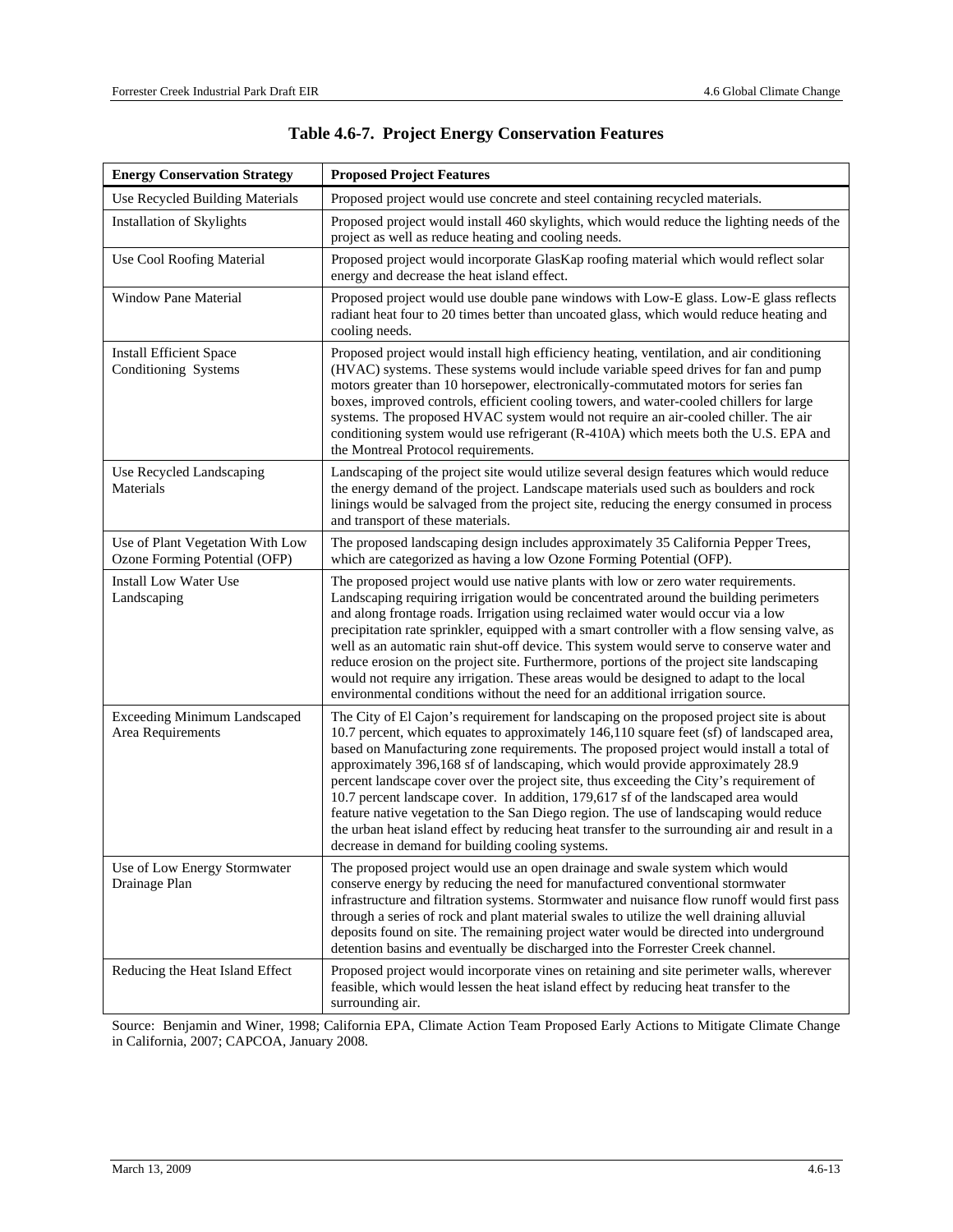**Table 4.6-7. Project Energy Conservation Features**

| Energy Conservation Strategy | Proposed Project Features |
|---|---|
| Use Recycled Building Materials | Proposed project would use concrete and steel containing recycled materials. |
| Installation of Skylights | Proposed project would install 460 skylights, which would reduce the lighting needs of the project as well as reduce heating and cooling needs. |
| Use Cool Roofing Material | Proposed project would incorporate GlasKap roofing material which would reflect solar energy and decrease the heat island effect. |
| Window Pane Material | Proposed project would use double pane windows with Low-E glass. Low-E glass reflects radiant heat four to 20 times better than uncoated glass, which would reduce heating and cooling needs. |
| Install Efficient Space Conditioning Systems | Proposed project would install high efficiency heating, ventilation, and air conditioning (HVAC) systems. These systems would include variable speed drives for fan and pump motors greater than 10 horsepower, electronically-commutated motors for series fan boxes, improved controls, efficient cooling towers, and water-cooled chillers for large systems. The proposed HVAC system would not require an air-cooled chiller. The air conditioning system would use refrigerant (R-410A) which meets both the U.S. EPA and the Montreal Protocol requirements. |
| Use Recycled Landscaping Materials | Landscaping of the project site would utilize several design features which would reduce the energy demand of the project. Landscape materials used such as boulders and rock linings would be salvaged from the project site, reducing the energy consumed in process and transport of these materials. |
| Use of Plant Vegetation With Low Ozone Forming Potential (OFP) | The proposed landscaping design includes approximately 35 California Pepper Trees, which are categorized as having a low Ozone Forming Potential (OFP). |
| Install Low Water Use Landscaping | The proposed project would use native plants with low or zero water requirements. Landscaping requiring irrigation would be concentrated around the building perimeters and along frontage roads. Irrigation using reclaimed water would occur via a low precipitation rate sprinkler, equipped with a smart controller with a flow sensing valve, as well as an automatic rain shut-off device. This system would serve to conserve water and reduce erosion on the project site. Furthermore, portions of the project site landscaping would not require any irrigation. These areas would be designed to adapt to the local environmental conditions without the need for an additional irrigation source. |
| Exceeding Minimum Landscaped Area Requirements | The City of El Cajon's requirement for landscaping on the proposed project site is about 10.7 percent, which equates to approximately 146,110 square feet (sf) of landscaped area, based on Manufacturing zone requirements. The proposed project would install a total of approximately 396,168 sf of landscaping, which would provide approximately 28.9 percent landscape cover over the project site, thus exceeding the City's requirement of 10.7 percent landscape cover. In addition, 179,617 sf of the landscaped area would feature native vegetation to the San Diego region. The use of landscaping would reduce the urban heat island effect by reducing heat transfer to the surrounding air and result in a decrease in demand for building cooling systems. |
| Use of Low Energy Stormwater Drainage Plan | The proposed project would use an open drainage and swale system which would conserve energy by reducing the need for manufactured conventional stormwater infrastructure and filtration systems. Stormwater and nuisance flow runoff would first pass through a series of rock and plant material swales to utilize the well draining alluvial deposits found on site. The remaining project water would be directed into underground detention basins and eventually be discharged into the Forrester Creek channel. |
| Reducing the Heat Island Effect | Proposed project would incorporate vines on retaining and site perimeter walls, wherever feasible, which would lessen the heat island effect by reducing heat transfer to the surrounding air. |

Source: Benjamin and Winer, 1998; California EPA, Climate Action Team Proposed Early Actions to Mitigate Climate Change in California, 2007; CAPCOA, January 2008.